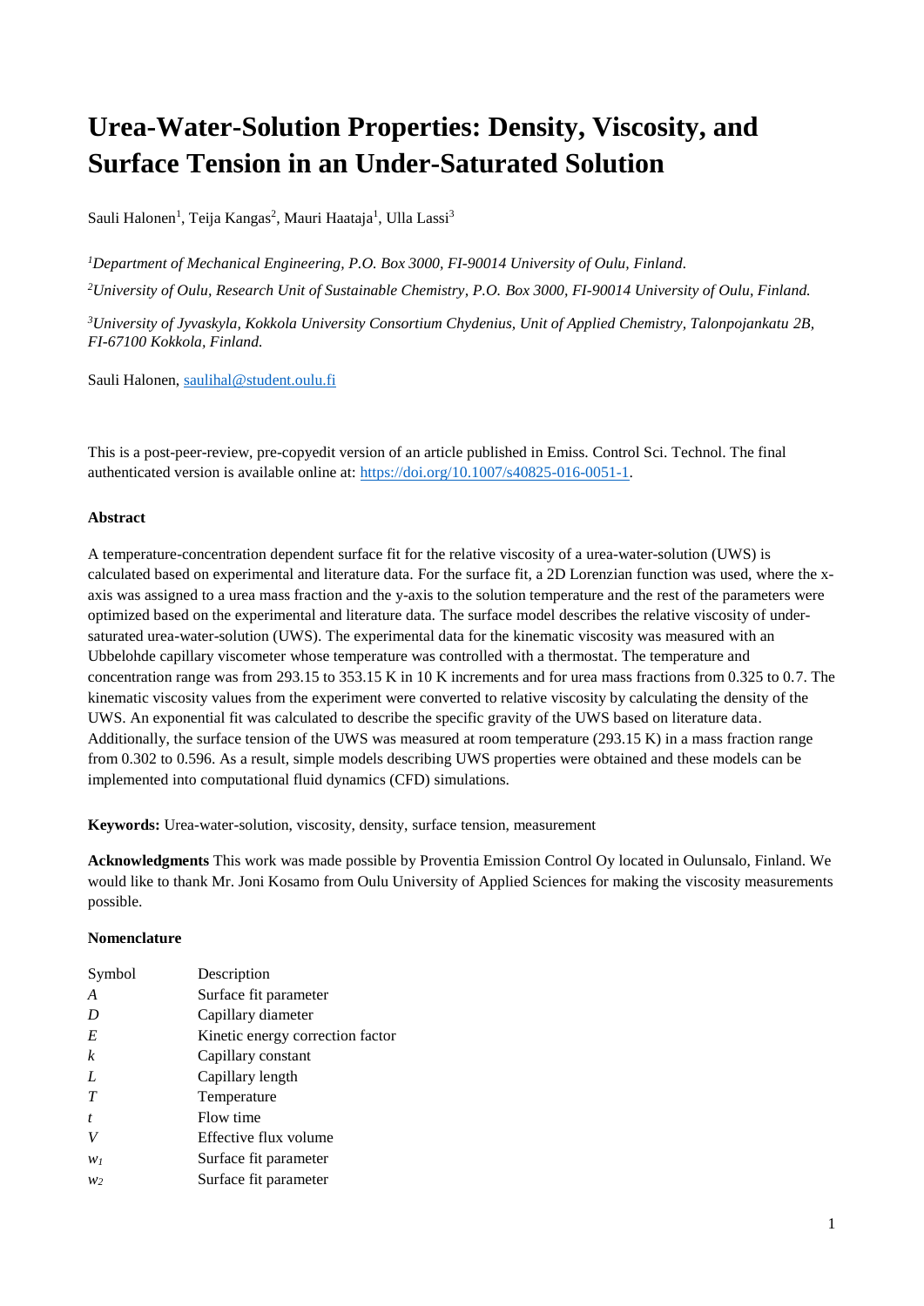# Urea-Water-Solution Properties: Density, Viscosity, and Surface Tension in an Under-Saturated Solution

Sauli Halonen[1], Teija Kangas[2], Mauri Haataja[1], Ulla Lassi[3]

[1]*Department of Mechanical Engineering, P.O. Box 3000, FI-90014 University of Oulu, Finland.*

[2]*University of Oulu, Research Unit of Sustainable Chemistry, P.O. Box 3000, FI-90014 University of Oulu, Finland.*

[3]*University of Jyvaskyla, Kokkola University Consortium Chydenius, Unit of Applied Chemistry, Talonpojankatu 2B, FI-67100 Kokkola, Finland.*

Sauli Halonen, saulihal@student.oulu.fi

This is a post-peer-review, pre-copyedit version of an article published in Emiss. Control Sci. Technol. The final authenticated version is available online at: https://doi.org/10.1007/s40825-016-0051-1.

**Abstract**

A temperature-concentration dependent surface fit for the relative viscosity of a urea-water-solution (UWS) is calculated based on experimental and literature data. For the surface fit, a 2D Lorenzian function was used, where the x-axis was assigned to a urea mass fraction and the y-axis to the solution temperature and the rest of the parameters were optimized based on the experimental and literature data. The surface model describes the relative viscosity of under-saturated urea-water-solution (UWS). The experimental data for the kinematic viscosity was measured with an Ubbelohde capillary viscometer whose temperature was controlled with a thermostat. The temperature and concentration range was from 293.15 to 353.15 K in 10 K increments and for urea mass fractions from 0.325 to 0.7. The kinematic viscosity values from the experiment were converted to relative viscosity by calculating the density of the UWS. An exponential fit was calculated to describe the specific gravity of the UWS based on literature data. Additionally, the surface tension of the UWS was measured at room temperature (293.15 K) in a mass fraction range from 0.302 to 0.596. As a result, simple models describing UWS properties were obtained and these models can be implemented into computational fluid dynamics (CFD) simulations.

**Keywords:** Urea-water-solution, viscosity, density, surface tension, measurement

**Acknowledgments** This work was made possible by Proventia Emission Control Oy located in Oulunsalo, Finland. We would like to thank Mr. Joni Kosamo from Oulu University of Applied Sciences for making the viscosity measurements possible.

**Nomenclature**

| Symbol | Description |
|---|---|
| $A$ | Surface fit parameter |
| $D$ | Capillary diameter |
| $E$ | Kinetic energy correction factor |
| $k$ | Capillary constant |
| $L$ | Capillary length |
| $T$ | Temperature |
| $t$ | Flow time |
| $V$ | Effective flux volume |
| $w_1$ | Surface fit parameter |
| $w_2$ | Surface fit parameter |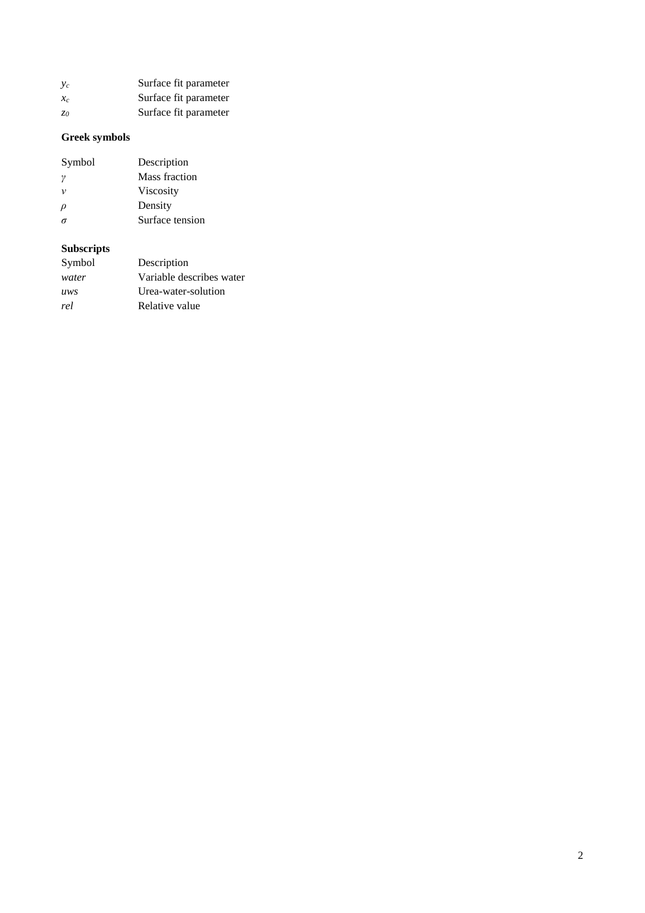| | |
|---|---|
| $y_c$ | Surface fit parameter |
| $x_c$ | Surface fit parameter |
| $z_0$ | Surface fit parameter |

**Greek symbols**

| Symbol | Description |
|---|---|
| $\gamma$ | Mass fraction |
| $\nu$ | Viscosity |
| $\rho$ | Density |
| $\sigma$ | Surface tension |

**Subscripts**

| Symbol | Description |
|---|---|
| *water* | Variable describes water |
| *uws* | Urea-water-solution |
| *rel* | Relative value |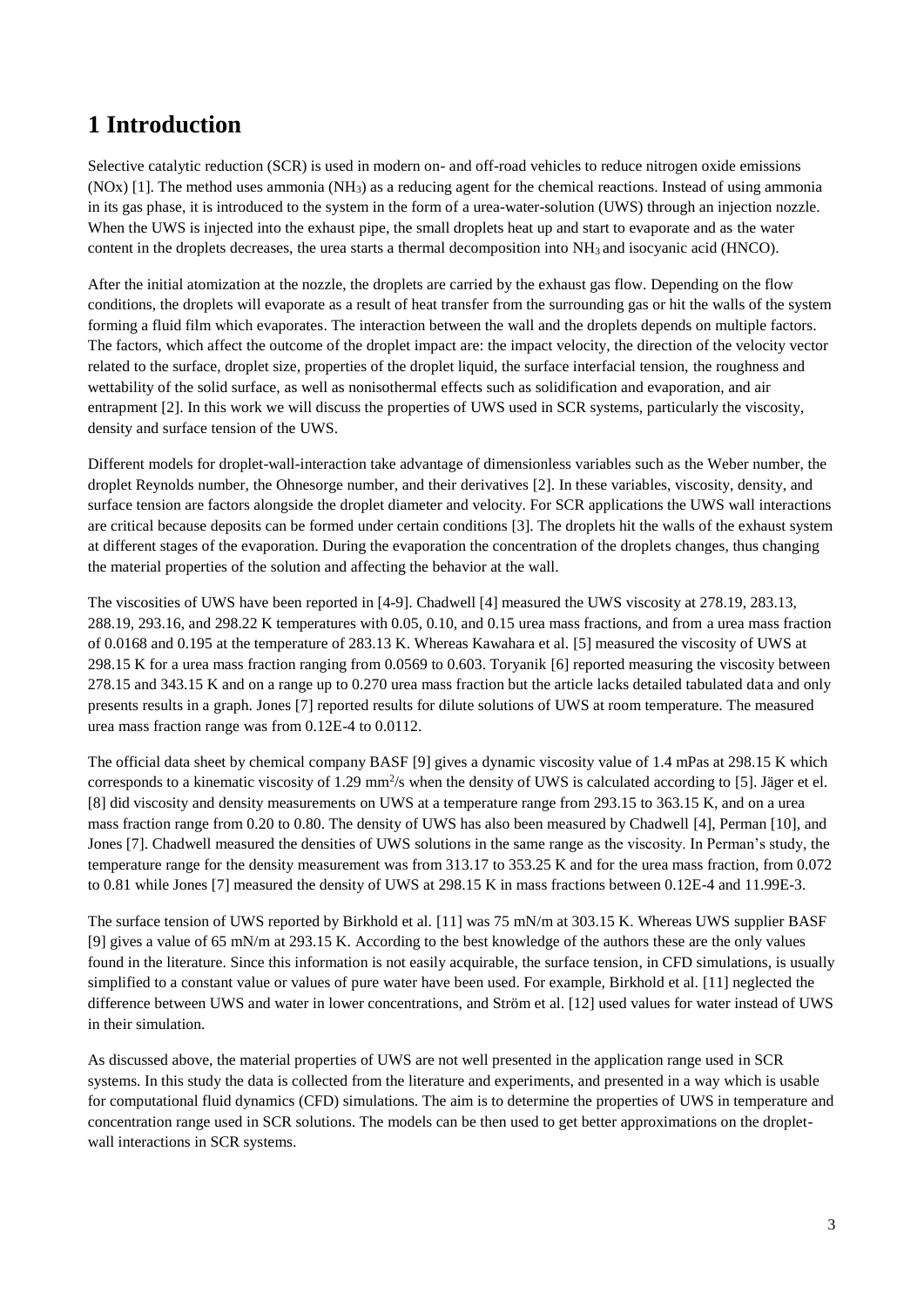# 1 Introduction

Selective catalytic reduction (SCR) is used in modern on- and off-road vehicles to reduce nitrogen oxide emissions (NOx) [1]. The method uses ammonia ($NH_3$) as a reducing agent for the chemical reactions. Instead of using ammonia in its gas phase, it is introduced to the system in the form of a urea-water-solution (UWS) through an injection nozzle. When the UWS is injected into the exhaust pipe, the small droplets heat up and start to evaporate and as the water content in the droplets decreases, the urea starts a thermal decomposition into $NH_3$ and isocyanic acid (HNCO).

After the initial atomization at the nozzle, the droplets are carried by the exhaust gas flow. Depending on the flow conditions, the droplets will evaporate as a result of heat transfer from the surrounding gas or hit the walls of the system forming a fluid film which evaporates. The interaction between the wall and the droplets depends on multiple factors. The factors, which affect the outcome of the droplet impact are: the impact velocity, the direction of the velocity vector related to the surface, droplet size, properties of the droplet liquid, the surface interfacial tension, the roughness and wettability of the solid surface, as well as nonisothermal effects such as solidification and evaporation, and air entrapment [2]. In this work we will discuss the properties of UWS used in SCR systems, particularly the viscosity, density and surface tension of the UWS.

Different models for droplet-wall-interaction take advantage of dimensionless variables such as the Weber number, the droplet Reynolds number, the Ohnesorge number, and their derivatives [2]. In these variables, viscosity, density, and surface tension are factors alongside the droplet diameter and velocity. For SCR applications the UWS wall interactions are critical because deposits can be formed under certain conditions [3]. The droplets hit the walls of the exhaust system at different stages of the evaporation. During the evaporation the concentration of the droplets changes, thus changing the material properties of the solution and affecting the behavior at the wall.

The viscosities of UWS have been reported in [4-9]. Chadwell [4] measured the UWS viscosity at 278.19, 283.13, 288.19, 293.16, and 298.22 K temperatures with 0.05, 0.10, and 0.15 urea mass fractions, and from a urea mass fraction of 0.0168 and 0.195 at the temperature of 283.13 K. Whereas Kawahara et al. [5] measured the viscosity of UWS at 298.15 K for a urea mass fraction ranging from 0.0569 to 0.603. Toryanik [6] reported measuring the viscosity between 278.15 and 343.15 K and on a range up to 0.270 urea mass fraction but the article lacks detailed tabulated data and only presents results in a graph. Jones [7] reported results for dilute solutions of UWS at room temperature. The measured urea mass fraction range was from 0.12E-4 to 0.0112.

The official data sheet by chemical company BASF [9] gives a dynamic viscosity value of 1.4 mPas at 298.15 K which corresponds to a kinematic viscosity of 1.29 $mm^2/s$ when the density of UWS is calculated according to [5]. Jäger et el. [8] did viscosity and density measurements on UWS at a temperature range from 293.15 to 363.15 K, and on a urea mass fraction range from 0.20 to 0.80. The density of UWS has also been measured by Chadwell [4], Perman [10], and Jones [7]. Chadwell measured the densities of UWS solutions in the same range as the viscosity. In Perman's study, the temperature range for the density measurement was from 313.17 to 353.25 K and for the urea mass fraction, from 0.072 to 0.81 while Jones [7] measured the density of UWS at 298.15 K in mass fractions between 0.12E-4 and 11.99E-3.

The surface tension of UWS reported by Birkhold et al. [11] was 75 mN/m at 303.15 K. Whereas UWS supplier BASF [9] gives a value of 65 mN/m at 293.15 K. According to the best knowledge of the authors these are the only values found in the literature. Since this information is not easily acquirable, the surface tension, in CFD simulations, is usually simplified to a constant value or values of pure water have been used. For example, Birkhold et al. [11] neglected the difference between UWS and water in lower concentrations, and Ström et al. [12] used values for water instead of UWS in their simulation.

As discussed above, the material properties of UWS are not well presented in the application range used in SCR systems. In this study the data is collected from the literature and experiments, and presented in a way which is usable for computational fluid dynamics (CFD) simulations. The aim is to determine the properties of UWS in temperature and concentration range used in SCR solutions. The models can be then used to get better approximations on the droplet-wall interactions in SCR systems.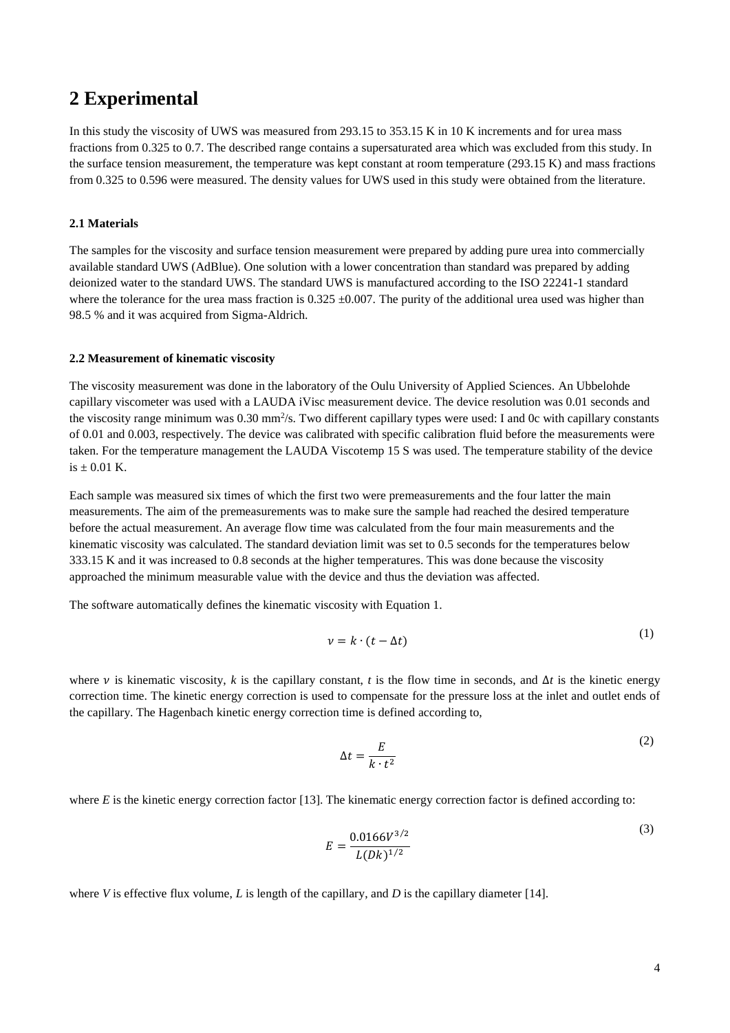# 2 Experimental

In this study the viscosity of UWS was measured from 293.15 to 353.15 K in 10 K increments and for urea mass fractions from 0.325 to 0.7. The described range contains a supersaturated area which was excluded from this study. In the surface tension measurement, the temperature was kept constant at room temperature (293.15 K) and mass fractions from 0.325 to 0.596 were measured. The density values for UWS used in this study were obtained from the literature.

### 2.1 Materials

The samples for the viscosity and surface tension measurement were prepared by adding pure urea into commercially available standard UWS (AdBlue). One solution with a lower concentration than standard was prepared by adding deionized water to the standard UWS. The standard UWS is manufactured according to the ISO 22241-1 standard where the tolerance for the urea mass fraction is 0.325 ±0.007. The purity of the additional urea used was higher than 98.5 % and it was acquired from Sigma-Aldrich.

### 2.2 Measurement of kinematic viscosity

The viscosity measurement was done in the laboratory of the Oulu University of Applied Sciences. An Ubbelohde capillary viscometer was used with a LAUDA iVisc measurement device. The device resolution was 0.01 seconds and the viscosity range minimum was 0.30 $mm^2/s$. Two different capillary types were used: I and 0c with capillary constants of 0.01 and 0.003, respectively. The device was calibrated with specific calibration fluid before the measurements were taken. For the temperature management the LAUDA Viscotemp 15 S was used. The temperature stability of the device is ± 0.01 K.

Each sample was measured six times of which the first two were premeasurements and the four latter the main measurements. The aim of the premeasurements was to make sure the sample had reached the desired temperature before the actual measurement. An average flow time was calculated from the four main measurements and the kinematic viscosity was calculated. The standard deviation limit was set to 0.5 seconds for the temperatures below 333.15 K and it was increased to 0.8 seconds at the higher temperatures. This was done because the viscosity approached the minimum measurable value with the device and thus the deviation was affected.

The software automatically defines the kinematic viscosity with Equation 1.

$$\nu = k \cdot (t - \Delta t) \tag{1}$$

where $\nu$ is kinematic viscosity, $k$ is the capillary constant, $t$ is the flow time in seconds, and $\Delta t$ is the kinetic energy correction time. The kinetic energy correction is used to compensate for the pressure loss at the inlet and outlet ends of the capillary. The Hagenbach kinetic energy correction time is defined according to,

$$\Delta t = \frac{E}{k \cdot t^2} \tag{2}$$

where $E$ is the kinetic energy correction factor [13]. The kinematic energy correction factor is defined according to:

$$E = \frac{0.0166 V^{3/2}}{L(Dk)^{1/2}} \tag{3}$$

where $V$ is effective flux volume, $L$ is length of the capillary, and $D$ is the capillary diameter [14].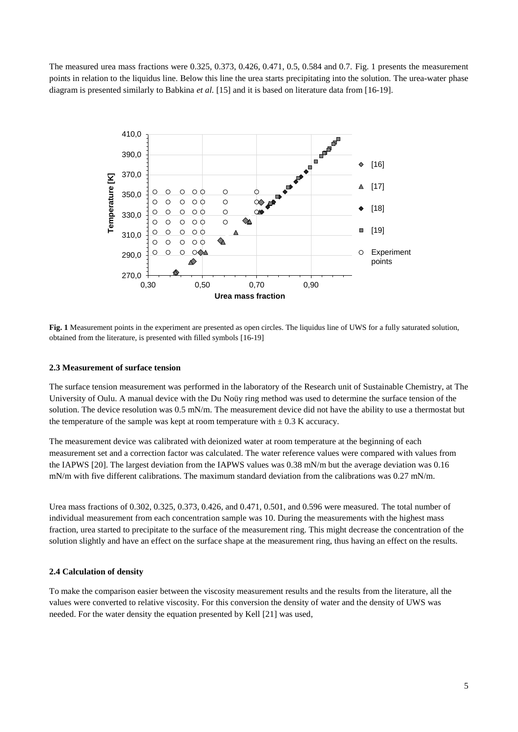The measured urea mass fractions were 0.325, 0.373, 0.426, 0.471, 0.5, 0.584 and 0.7. Fig. 1 presents the measurement points in relation to the liquidus line. Below this line the urea starts precipitating into the solution. The urea-water phase diagram is presented similarly to Babkina *et al.* [15] and it is based on literature data from [16-19].

**Fig. 1** Measurement points in the experiment are presented as open circles. The liquidus line of UWS for a fully saturated solution, obtained from the literature, is presented with filled symbols [16-19]

### 2.3 Measurement of surface tension

The surface tension measurement was performed in the laboratory of the Research unit of Sustainable Chemistry, at The University of Oulu. A manual device with the Du Noüy ring method was used to determine the surface tension of the solution. The device resolution was 0.5 mN/m. The measurement device did not have the ability to use a thermostat but the temperature of the sample was kept at room temperature with ± 0.3 K accuracy.

The measurement device was calibrated with deionized water at room temperature at the beginning of each measurement set and a correction factor was calculated. The water reference values were compared with values from the IAPWS [20]. The largest deviation from the IAPWS values was 0.38 mN/m but the average deviation was 0.16 mN/m with five different calibrations. The maximum standard deviation from the calibrations was 0.27 mN/m.

Urea mass fractions of 0.302, 0.325, 0.373, 0.426, and 0.471, 0.501, and 0.596 were measured. The total number of individual measurement from each concentration sample was 10. During the measurements with the highest mass fraction, urea started to precipitate to the surface of the measurement ring. This might decrease the concentration of the solution slightly and have an effect on the surface shape at the measurement ring, thus having an effect on the results.

### 2.4 Calculation of density

To make the comparison easier between the viscosity measurement results and the results from the literature, all the values were converted to relative viscosity. For this conversion the density of water and the density of UWS was needed. For the water density the equation presented by Kell [21] was used,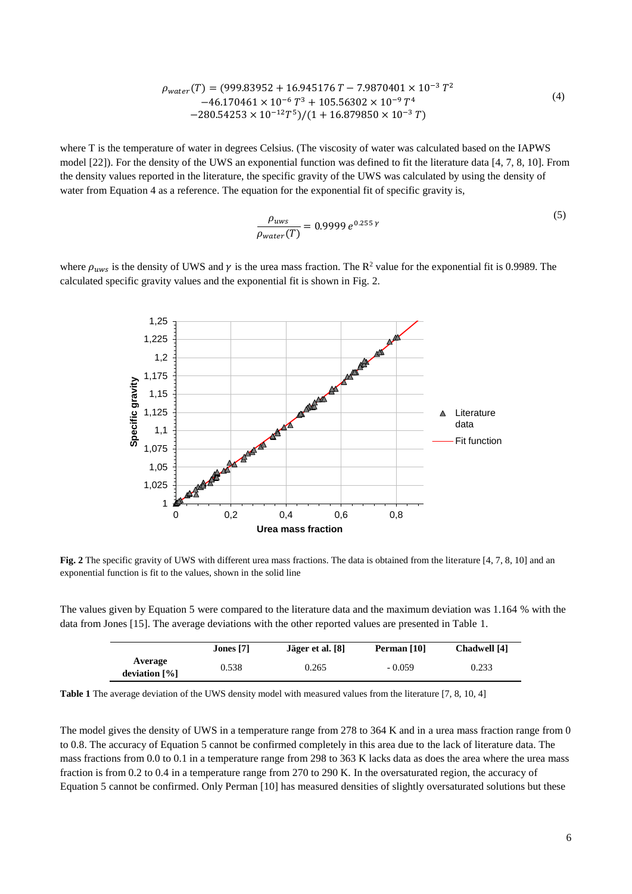$$\rho_{water}(T) = (999.83952 + 16.945176\,T - 7.9870401 \times 10^{-3}\,T^2 - 46.170461 \times 10^{-6}\,T^3 + 105.56302 \times 10^{-9}\,T^4 - 280.54253 \times 10^{-12}T^5)/(1 + 16.879850 \times 10^{-3}\,T) \tag{4}$$

where T is the temperature of water in degrees Celsius. (The viscosity of water was calculated based on the IAPWS model [22]). For the density of the UWS an exponential function was defined to fit the literature data [4, 7, 8, 10]. From the density values reported in the literature, the specific gravity of the UWS was calculated by using the density of water from Equation 4 as a reference. The equation for the exponential fit of specific gravity is,

$$\frac{\rho_{uws}}{\rho_{water}(T)} = 0.9999\,e^{0.255\,\gamma} \tag{5}$$

where $\rho_{uws}$ is the density of UWS and $\gamma$ is the urea mass fraction. The $R^2$ value for the exponential fit is 0.9989. The calculated specific gravity values and the exponential fit is shown in Fig. 2.

**Fig. 2** The specific gravity of UWS with different urea mass fractions. The data is obtained from the literature [4, 7, 8, 10] and an exponential function is fit to the values, shown in the solid line

The values given by Equation 5 were compared to the literature data and the maximum deviation was 1.164 % with the data from Jones [15]. The average deviations with the other reported values are presented in Table 1.

| | Jones [7] | Jäger et al. [8] | Perman [10] | Chadwell [4] |
|---|---|---|---|---|
| **Average deviation [%]** | 0.538 | 0.265 | - 0.059 | 0.233 |

**Table 1** The average deviation of the UWS density model with measured values from the literature [7, 8, 10, 4]

The model gives the density of UWS in a temperature range from 278 to 364 K and in a urea mass fraction range from 0 to 0.8. The accuracy of Equation 5 cannot be confirmed completely in this area due to the lack of literature data. The mass fractions from 0.0 to 0.1 in a temperature range from 298 to 363 K lacks data as does the area where the urea mass fraction is from 0.2 to 0.4 in a temperature range from 270 to 290 K. In the oversaturated region, the accuracy of Equation 5 cannot be confirmed. Only Perman [10] has measured densities of slightly oversaturated solutions but these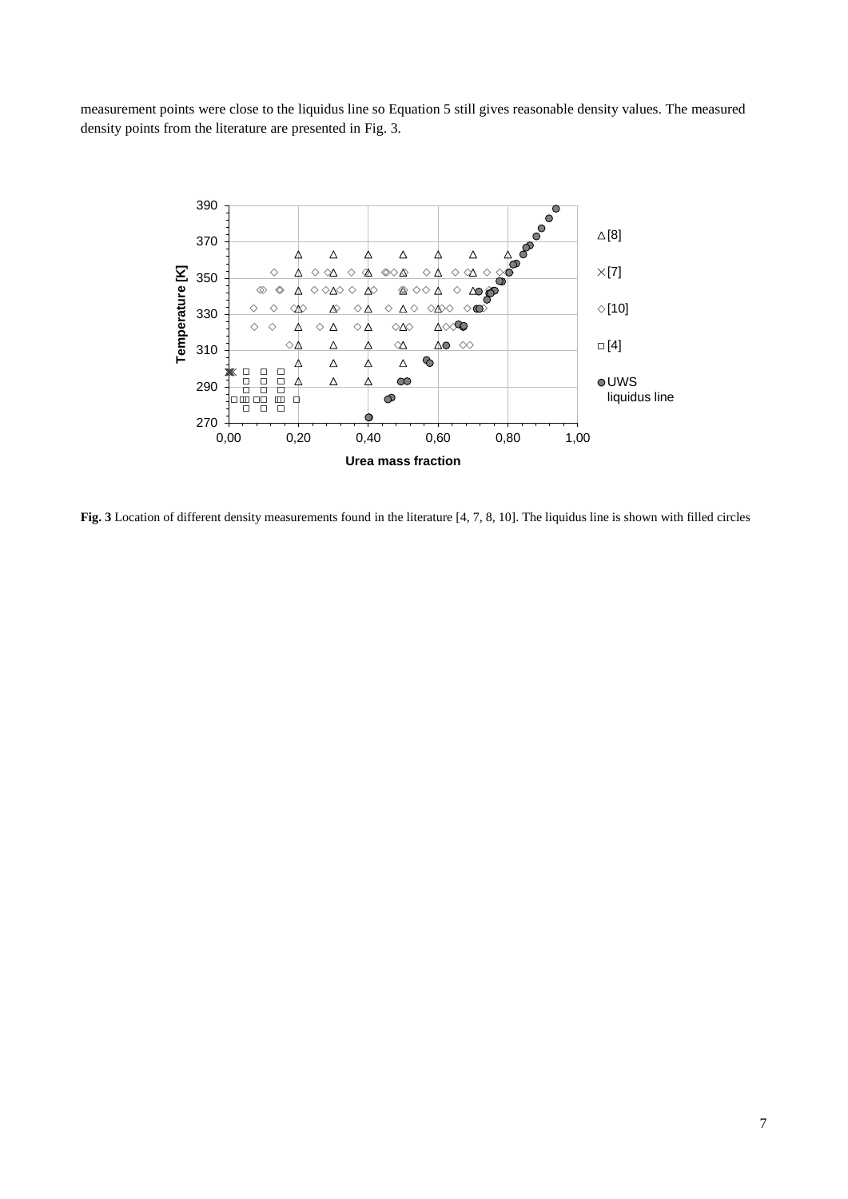measurement points were close to the liquidus line so Equation 5 still gives reasonable density values. The measured density points from the literature are presented in Fig. 3.

**Fig. 3** Location of different density measurements found in the literature [4, 7, 8, 10]. The liquidus line is shown with filled circles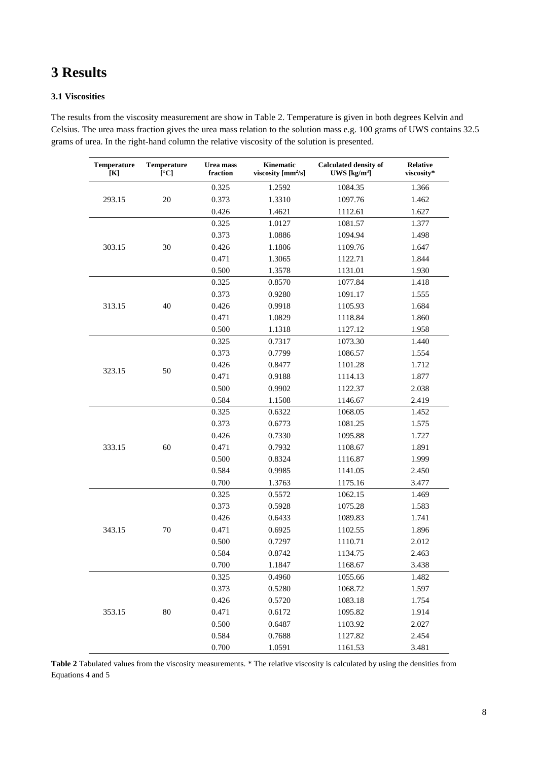# 3 Results

### 3.1 Viscosities

The results from the viscosity measurement are show in Table 2. Temperature is given in both degrees Kelvin and Celsius. The urea mass fraction gives the urea mass relation to the solution mass e.g. 100 grams of UWS contains 32.5 grams of urea. In the right-hand column the relative viscosity of the solution is presented.

| Temperature [K] | Temperature [°C] | Urea mass fraction | Kinematic viscosity [mm²/s] | Calculated density of UWS [kg/m³] | Relative viscosity* |
|---|---|---|---|---|---|
| 293.15 | 20 | 0.325 | 1.2592 | 1084.35 | 1.366 |
| | | 0.373 | 1.3310 | 1097.76 | 1.462 |
| | | 0.426 | 1.4621 | 1112.61 | 1.627 |
| 303.15 | 30 | 0.325 | 1.0127 | 1081.57 | 1.377 |
| | | 0.373 | 1.0886 | 1094.94 | 1.498 |
| | | 0.426 | 1.1806 | 1109.76 | 1.647 |
| | | 0.471 | 1.3065 | 1122.71 | 1.844 |
| | | 0.500 | 1.3578 | 1131.01 | 1.930 |
| 313.15 | 40 | 0.325 | 0.8570 | 1077.84 | 1.418 |
| | | 0.373 | 0.9280 | 1091.17 | 1.555 |
| | | 0.426 | 0.9918 | 1105.93 | 1.684 |
| | | 0.471 | 1.0829 | 1118.84 | 1.860 |
| | | 0.500 | 1.1318 | 1127.12 | 1.958 |
| 323.15 | 50 | 0.325 | 0.7317 | 1073.30 | 1.440 |
| | | 0.373 | 0.7799 | 1086.57 | 1.554 |
| | | 0.426 | 0.8477 | 1101.28 | 1.712 |
| | | 0.471 | 0.9188 | 1114.13 | 1.877 |
| | | 0.500 | 0.9902 | 1122.37 | 2.038 |
| | | 0.584 | 1.1508 | 1146.67 | 2.419 |
| 333.15 | 60 | 0.325 | 0.6322 | 1068.05 | 1.452 |
| | | 0.373 | 0.6773 | 1081.25 | 1.575 |
| | | 0.426 | 0.7330 | 1095.88 | 1.727 |
| | | 0.471 | 0.7932 | 1108.67 | 1.891 |
| | | 0.500 | 0.8324 | 1116.87 | 1.999 |
| | | 0.584 | 0.9985 | 1141.05 | 2.450 |
| | | 0.700 | 1.3763 | 1175.16 | 3.477 |
| 343.15 | 70 | 0.325 | 0.5572 | 1062.15 | 1.469 |
| | | 0.373 | 0.5928 | 1075.28 | 1.583 |
| | | 0.426 | 0.6433 | 1089.83 | 1.741 |
| | | 0.471 | 0.6925 | 1102.55 | 1.896 |
| | | 0.500 | 0.7297 | 1110.71 | 2.012 |
| | | 0.584 | 0.8742 | 1134.75 | 2.463 |
| | | 0.700 | 1.1847 | 1168.67 | 3.438 |
| 353.15 | 80 | 0.325 | 0.4960 | 1055.66 | 1.482 |
| | | 0.373 | 0.5280 | 1068.72 | 1.597 |
| | | 0.426 | 0.5720 | 1083.18 | 1.754 |
| | | 0.471 | 0.6172 | 1095.82 | 1.914 |
| | | 0.500 | 0.6487 | 1103.92 | 2.027 |
| | | 0.584 | 0.7688 | 1127.82 | 2.454 |
| | | 0.700 | 1.0591 | 1161.53 | 3.481 |

**Table 2** Tabulated values from the viscosity measurements. * The relative viscosity is calculated by using the densities from Equations 4 and 5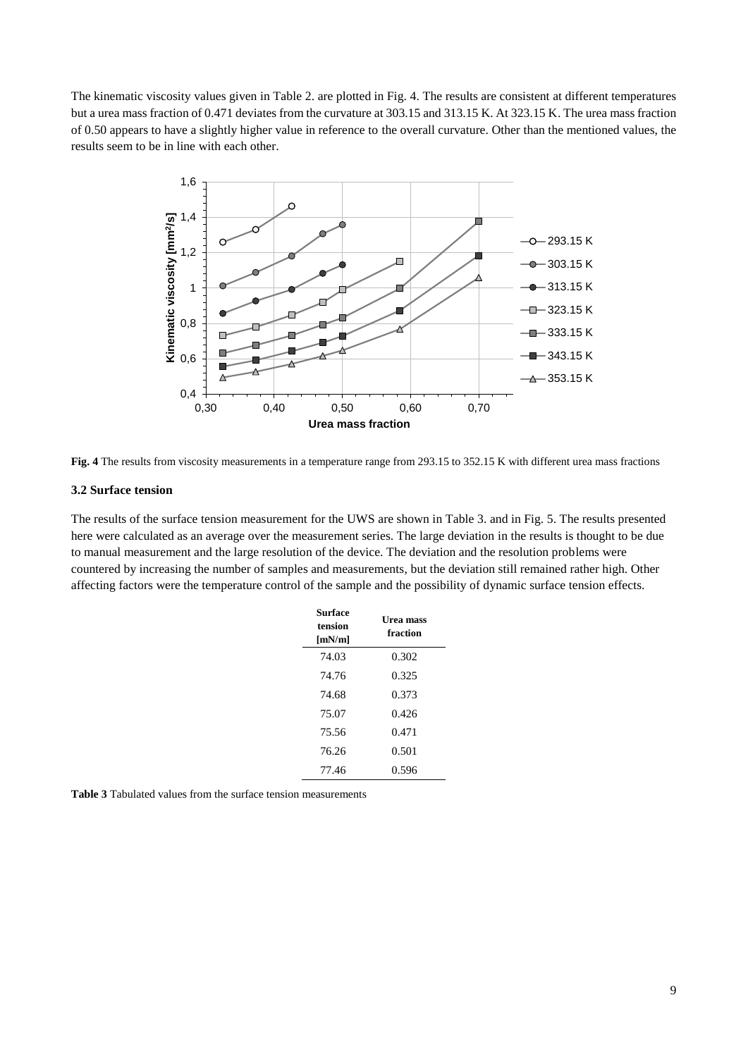The kinematic viscosity values given in Table 2. are plotted in Fig. 4. The results are consistent at different temperatures but a urea mass fraction of 0.471 deviates from the curvature at 303.15 and 313.15 K. At 323.15 K. The urea mass fraction of 0.50 appears to have a slightly higher value in reference to the overall curvature. Other than the mentioned values, the results seem to be in line with each other.

**Fig. 4** The results from viscosity measurements in a temperature range from 293.15 to 352.15 K with different urea mass fractions

### 3.2 Surface tension

The results of the surface tension measurement for the UWS are shown in Table 3. and in Fig. 5. The results presented here were calculated as an average over the measurement series. The large deviation in the results is thought to be due to manual measurement and the large resolution of the device. The deviation and the resolution problems were countered by increasing the number of samples and measurements, but the deviation still remained rather high. Other affecting factors were the temperature control of the sample and the possibility of dynamic surface tension effects.

| Surface tension [mN/m] | Urea mass fraction |
|---|---|
| 74.03 | 0.302 |
| 74.76 | 0.325 |
| 74.68 | 0.373 |
| 75.07 | 0.426 |
| 75.56 | 0.471 |
| 76.26 | 0.501 |
| 77.46 | 0.596 |

**Table 3** Tabulated values from the surface tension measurements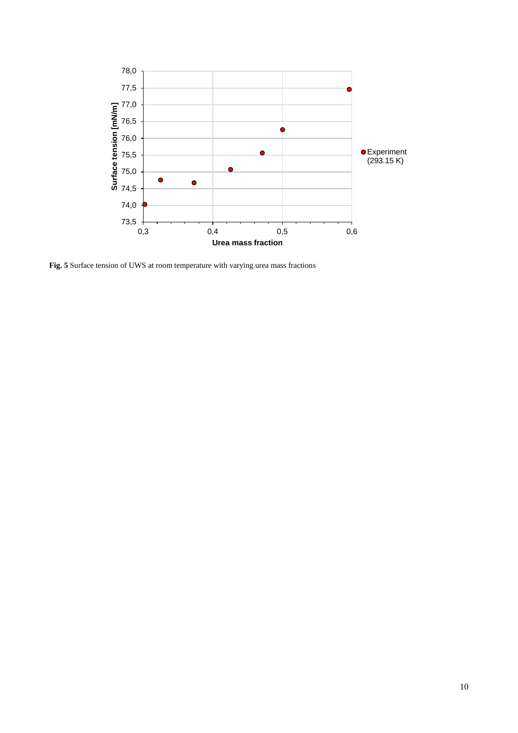**Fig. 5** Surface tension of UWS at room temperature with varying urea mass fractions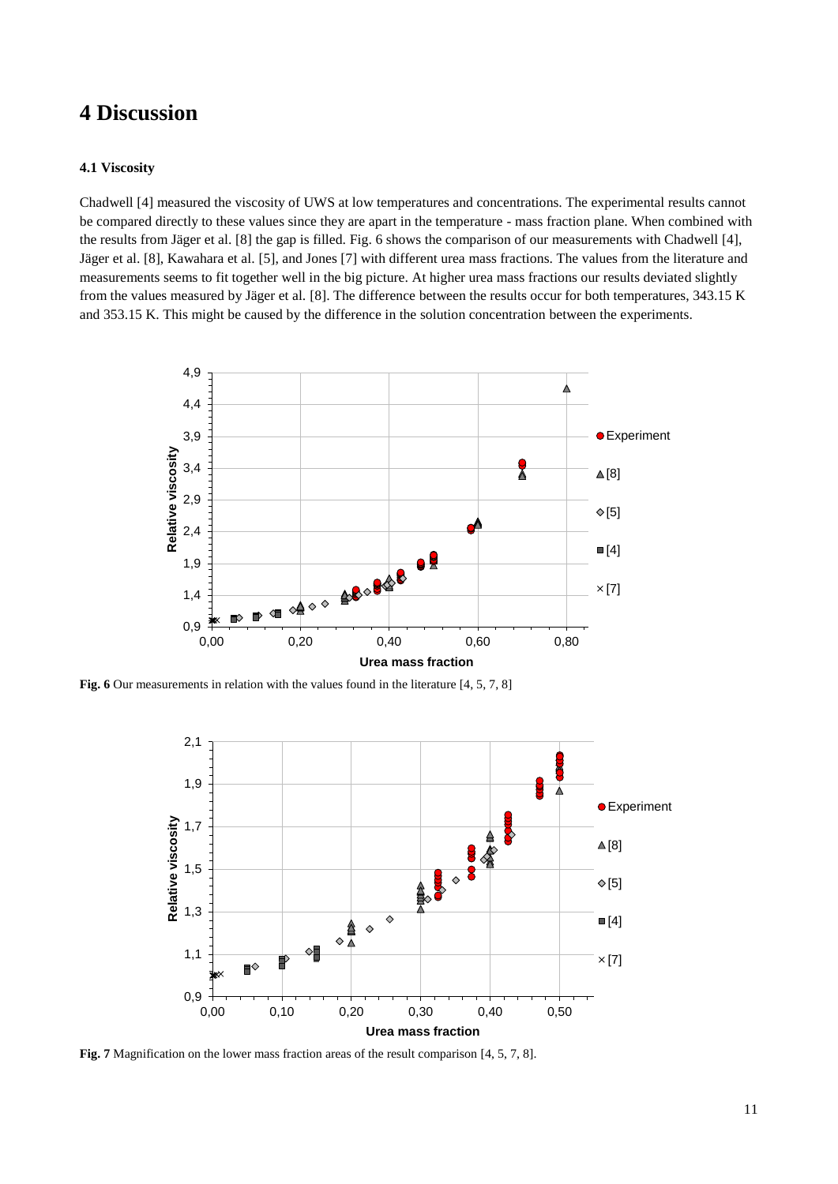# 4 Discussion

### 4.1 Viscosity

Chadwell [4] measured the viscosity of UWS at low temperatures and concentrations. The experimental results cannot be compared directly to these values since they are apart in the temperature - mass fraction plane. When combined with the results from Jäger et al. [8] the gap is filled. Fig. 6 shows the comparison of our measurements with Chadwell [4], Jäger et al. [8], Kawahara et al. [5], and Jones [7] with different urea mass fractions. The values from the literature and measurements seems to fit together well in the big picture. At higher urea mass fractions our results deviated slightly from the values measured by Jäger et al. [8]. The difference between the results occur for both temperatures, 343.15 K and 353.15 K. This might be caused by the difference in the solution concentration between the experiments.

**Fig. 6** Our measurements in relation with the values found in the literature [4, 5, 7, 8]

**Fig. 7** Magnification on the lower mass fraction areas of the result comparison [4, 5, 7, 8].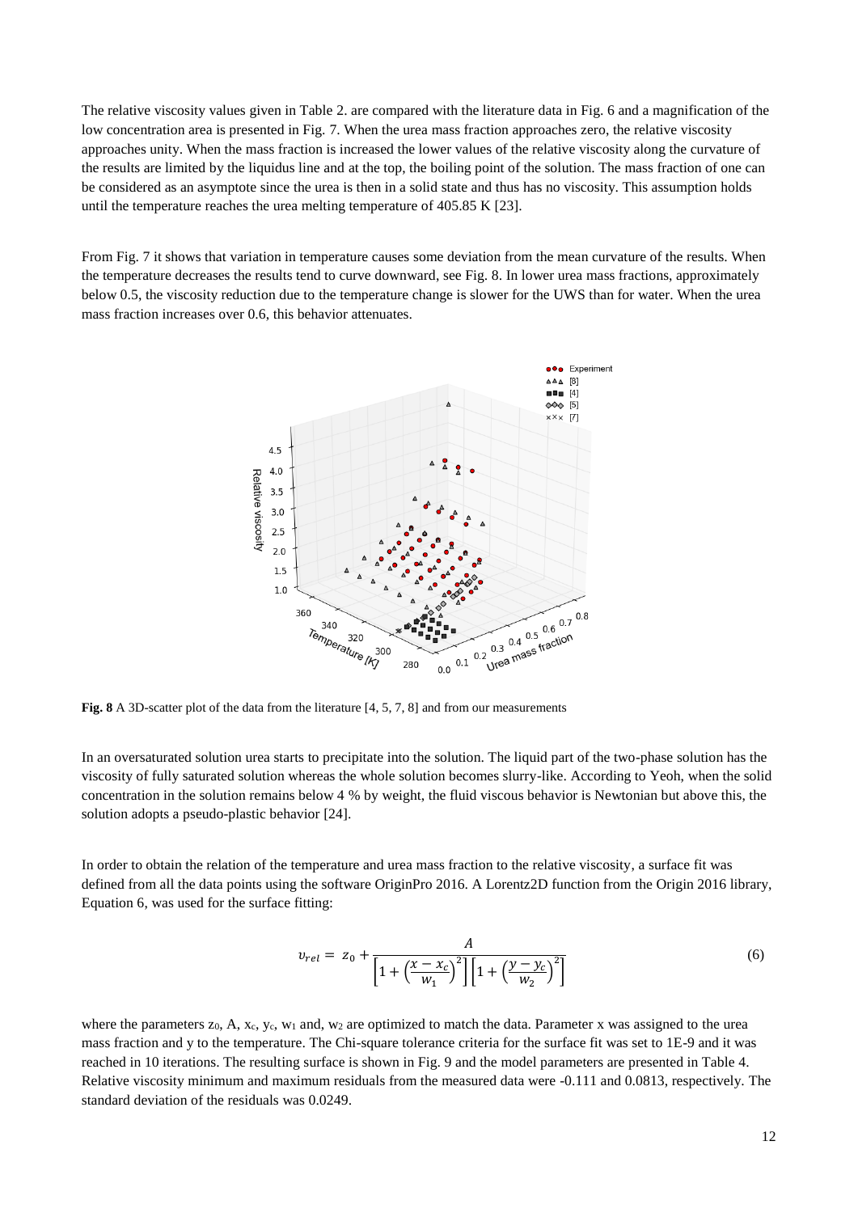The relative viscosity values given in Table 2. are compared with the literature data in Fig. 6 and a magnification of the low concentration area is presented in Fig. 7. When the urea mass fraction approaches zero, the relative viscosity approaches unity. When the mass fraction is increased the lower values of the relative viscosity along the curvature of the results are limited by the liquidus line and at the top, the boiling point of the solution. The mass fraction of one can be considered as an asymptote since the urea is then in a solid state and thus has no viscosity. This assumption holds until the temperature reaches the urea melting temperature of 405.85 K [23].

From Fig. 7 it shows that variation in temperature causes some deviation from the mean curvature of the results. When the temperature decreases the results tend to curve downward, see Fig. 8. In lower urea mass fractions, approximately below 0.5, the viscosity reduction due to the temperature change is slower for the UWS than for water. When the urea mass fraction increases over 0.6, this behavior attenuates.

**Fig. 8** A 3D-scatter plot of the data from the literature [4, 5, 7, 8] and from our measurements

In an oversaturated solution urea starts to precipitate into the solution. The liquid part of the two-phase solution has the viscosity of fully saturated solution whereas the whole solution becomes slurry-like. According to Yeoh, when the solid concentration in the solution remains below 4 % by weight, the fluid viscous behavior is Newtonian but above this, the solution adopts a pseudo-plastic behavior [24].

In order to obtain the relation of the temperature and urea mass fraction to the relative viscosity, a surface fit was defined from all the data points using the software OriginPro 2016. A Lorentz2D function from the Origin 2016 library, Equation 6, was used for the surface fitting:

$$\upsilon_{rel} = z_0 + \frac{A}{\left[1 + \left(\frac{x - x_c}{w_1}\right)^2\right]\left[1 + \left(\frac{y - y_c}{w_2}\right)^2\right]} \tag{6}$$

where the parameters $z_0$, $A$, $x_c$, $y_c$, $w_1$ and, $w_2$ are optimized to match the data. Parameter x was assigned to the urea mass fraction and y to the temperature. The Chi-square tolerance criteria for the surface fit was set to 1E-9 and it was reached in 10 iterations. The resulting surface is shown in Fig. 9 and the model parameters are presented in Table 4. Relative viscosity minimum and maximum residuals from the measured data were -0.111 and 0.0813, respectively. The standard deviation of the residuals was 0.0249.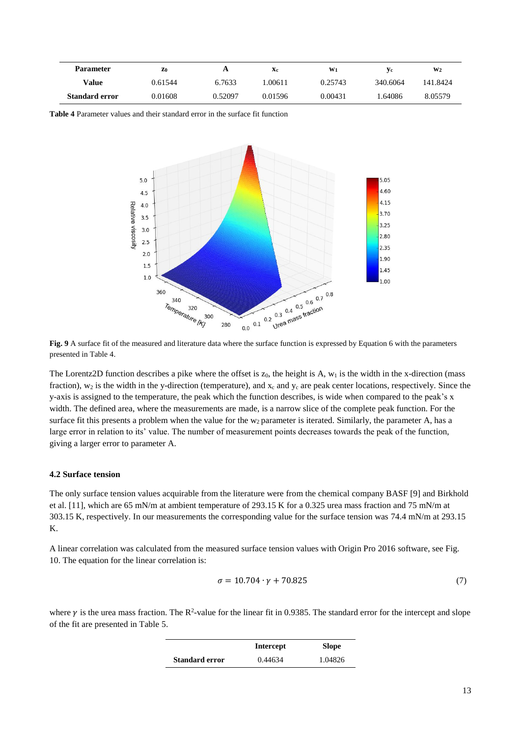| Parameter | $z_0$ | A | $x_c$ | $w_1$ | $y_c$ | $w_2$ |
|---|---|---|---|---|---|---|
| **Value** | 0.61544 | 6.7633 | 1.00611 | 0.25743 | 340.6064 | 141.8424 |
| **Standard error** | 0.01608 | 0.52097 | 0.01596 | 0.00431 | 1.64086 | 8.05579 |

**Table 4** Parameter values and their standard error in the surface fit function

**Fig. 9** A surface fit of the measured and literature data where the surface function is expressed by Equation 6 with the parameters presented in Table 4.

The Lorentz2D function describes a pike where the offset is $z_0$, the height is A, $w_1$ is the width in the x-direction (mass fraction), $w_2$ is the width in the y-direction (temperature), and $x_c$ and $y_c$ are peak center locations, respectively. Since the y-axis is assigned to the temperature, the peak which the function describes, is wide when compared to the peak's x width. The defined area, where the measurements are made, is a narrow slice of the complete peak function. For the surface fit this presents a problem when the value for the $w_2$ parameter is iterated. Similarly, the parameter A, has a large error in relation to its' value. The number of measurement points decreases towards the peak of the function, giving a larger error to parameter A.

### 4.2 Surface tension

The only surface tension values acquirable from the literature were from the chemical company BASF [9] and Birkhold et al. [11], which are 65 mN/m at ambient temperature of 293.15 K for a 0.325 urea mass fraction and 75 mN/m at 303.15 K, respectively. In our measurements the corresponding value for the surface tension was 74.4 mN/m at 293.15 K.

A linear correlation was calculated from the measured surface tension values with Origin Pro 2016 software, see Fig. 10. The equation for the linear correlation is:

$$\sigma = 10.704 \cdot \gamma + 70.825 \tag{7}$$

where $\gamma$ is the urea mass fraction. The $R^2$-value for the linear fit in 0.9385. The standard error for the intercept and slope of the fit are presented in Table 5.

| | Intercept | Slope |
|---|---|---|
| **Standard error** | 0.44634 | 1.04826 |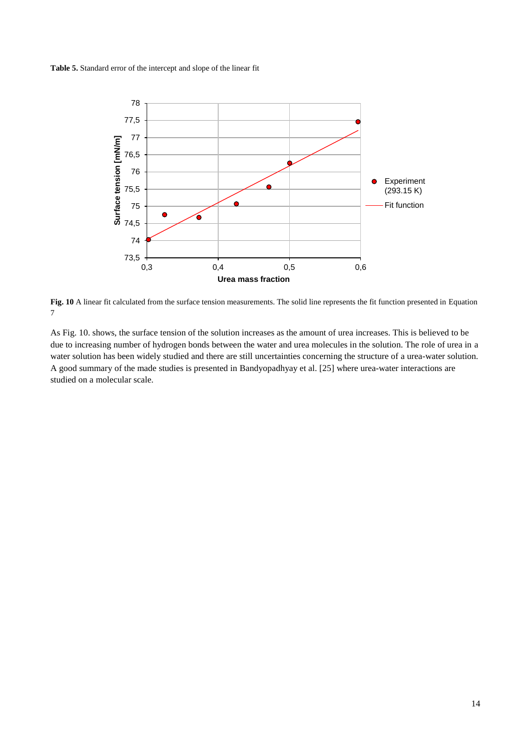**Table 5.** Standard error of the intercept and slope of the linear fit

**Fig. 10** A linear fit calculated from the surface tension measurements. The solid line represents the fit function presented in Equation 7

As Fig. 10. shows, the surface tension of the solution increases as the amount of urea increases. This is believed to be due to increasing number of hydrogen bonds between the water and urea molecules in the solution. The role of urea in a water solution has been widely studied and there are still uncertainties concerning the structure of a urea-water solution. A good summary of the made studies is presented in Bandyopadhyay et al. [25] where urea-water interactions are studied on a molecular scale.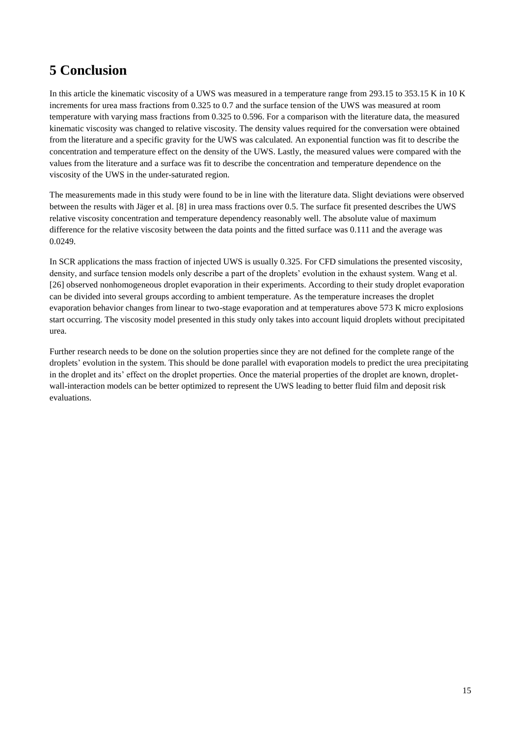# 5 Conclusion

In this article the kinematic viscosity of a UWS was measured in a temperature range from 293.15 to 353.15 K in 10 K increments for urea mass fractions from 0.325 to 0.7 and the surface tension of the UWS was measured at room temperature with varying mass fractions from 0.325 to 0.596. For a comparison with the literature data, the measured kinematic viscosity was changed to relative viscosity. The density values required for the conversation were obtained from the literature and a specific gravity for the UWS was calculated. An exponential function was fit to describe the concentration and temperature effect on the density of the UWS. Lastly, the measured values were compared with the values from the literature and a surface was fit to describe the concentration and temperature dependence on the viscosity of the UWS in the under-saturated region.

The measurements made in this study were found to be in line with the literature data. Slight deviations were observed between the results with Jäger et al. [8] in urea mass fractions over 0.5. The surface fit presented describes the UWS relative viscosity concentration and temperature dependency reasonably well. The absolute value of maximum difference for the relative viscosity between the data points and the fitted surface was 0.111 and the average was 0.0249.

In SCR applications the mass fraction of injected UWS is usually 0.325. For CFD simulations the presented viscosity, density, and surface tension models only describe a part of the droplets' evolution in the exhaust system. Wang et al. [26] observed nonhomogeneous droplet evaporation in their experiments. According to their study droplet evaporation can be divided into several groups according to ambient temperature. As the temperature increases the droplet evaporation behavior changes from linear to two-stage evaporation and at temperatures above 573 K micro explosions start occurring. The viscosity model presented in this study only takes into account liquid droplets without precipitated urea.

Further research needs to be done on the solution properties since they are not defined for the complete range of the droplets' evolution in the system. This should be done parallel with evaporation models to predict the urea precipitating in the droplet and its' effect on the droplet properties. Once the material properties of the droplet are known, droplet-wall-interaction models can be better optimized to represent the UWS leading to better fluid film and deposit risk evaluations.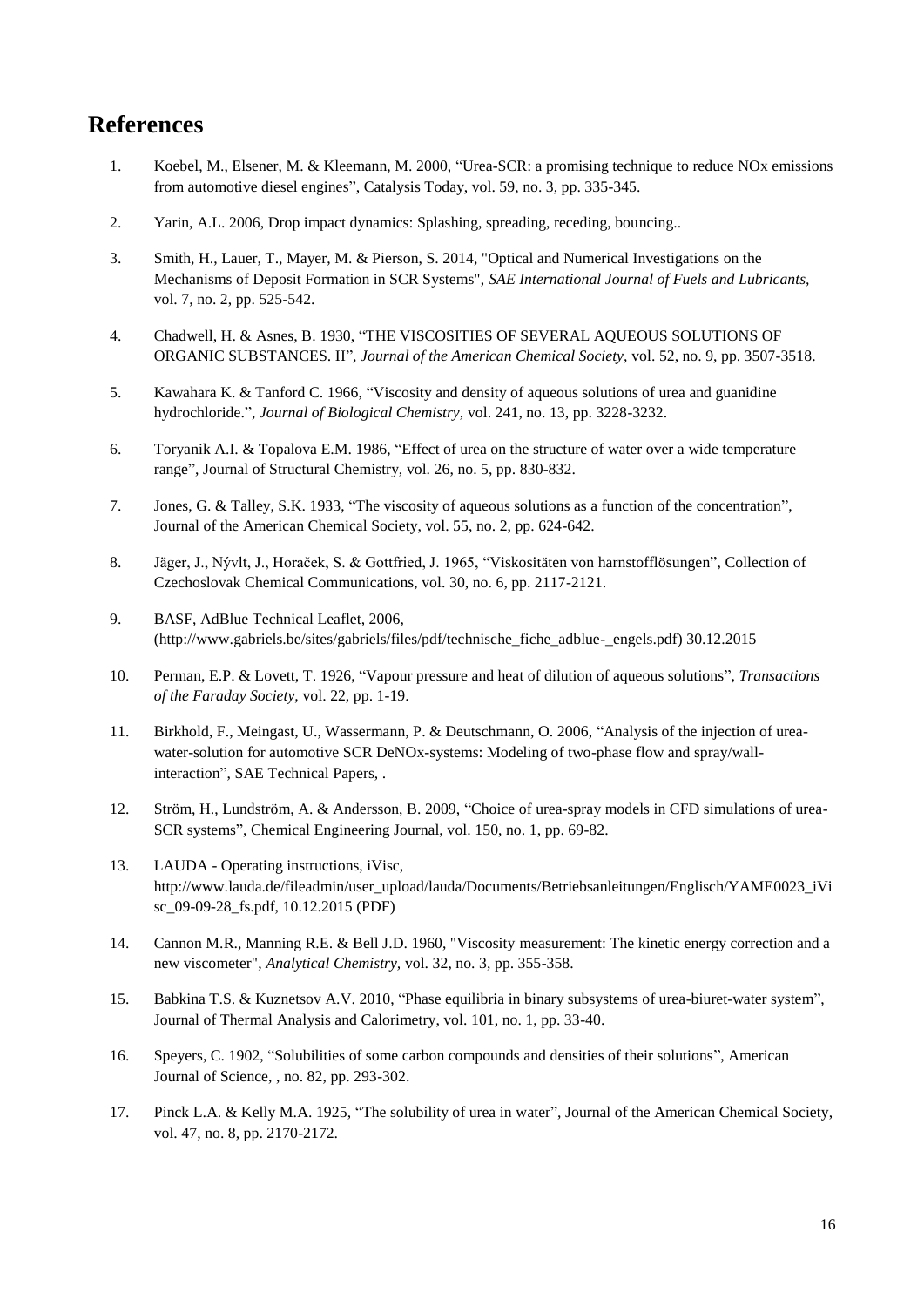# References

1. Koebel, M., Elsener, M. & Kleemann, M. 2000, "Urea-SCR: a promising technique to reduce NOx emissions from automotive diesel engines", Catalysis Today, vol. 59, no. 3, pp. 335-345.

2. Yarin, A.L. 2006, Drop impact dynamics: Splashing, spreading, receding, bouncing..

3. Smith, H., Lauer, T., Mayer, M. & Pierson, S. 2014, "Optical and Numerical Investigations on the Mechanisms of Deposit Formation in SCR Systems", *SAE International Journal of Fuels and Lubricants*, vol. 7, no. 2, pp. 525-542.

4. Chadwell, H. & Asnes, B. 1930, "THE VISCOSITIES OF SEVERAL AQUEOUS SOLUTIONS OF ORGANIC SUBSTANCES. II", *Journal of the American Chemical Society*, vol. 52, no. 9, pp. 3507-3518.

5. Kawahara K. & Tanford C. 1966, "Viscosity and density of aqueous solutions of urea and guanidine hydrochloride.", *Journal of Biological Chemistry*, vol. 241, no. 13, pp. 3228-3232.

6. Toryanik A.I. & Topalova E.M. 1986, "Effect of urea on the structure of water over a wide temperature range", Journal of Structural Chemistry, vol. 26, no. 5, pp. 830-832.

7. Jones, G. & Talley, S.K. 1933, "The viscosity of aqueous solutions as a function of the concentration", Journal of the American Chemical Society, vol. 55, no. 2, pp. 624-642.

8. Jäger, J., Nývlt, J., Horaček, S. & Gottfried, J. 1965, "Viskositäten von harnstofflösungen", Collection of Czechoslovak Chemical Communications, vol. 30, no. 6, pp. 2117-2121.

9. BASF, AdBlue Technical Leaflet, 2006, (http://www.gabriels.be/sites/gabriels/files/pdf/technische_fiche_adblue-_engels.pdf) 30.12.2015

10. Perman, E.P. & Lovett, T. 1926, "Vapour pressure and heat of dilution of aqueous solutions", *Transactions of the Faraday Society*, vol. 22, pp. 1-19.

11. Birkhold, F., Meingast, U., Wassermann, P. & Deutschmann, O. 2006, "Analysis of the injection of urea-water-solution for automotive SCR DeNOx-systems: Modeling of two-phase flow and spray/wall-interaction", SAE Technical Papers, .

12. Ström, H., Lundström, A. & Andersson, B. 2009, "Choice of urea-spray models in CFD simulations of urea-SCR systems", Chemical Engineering Journal, vol. 150, no. 1, pp. 69-82.

13. LAUDA - Operating instructions, iVisc, http://www.lauda.de/fileadmin/user_upload/lauda/Documents/Betriebsanleitungen/Englisch/YAME0023_iVisc_09-09-28_fs.pdf, 10.12.2015 (PDF)

14. Cannon M.R., Manning R.E. & Bell J.D. 1960, "Viscosity measurement: The kinetic energy correction and a new viscometer", *Analytical Chemistry*, vol. 32, no. 3, pp. 355-358.

15. Babkina T.S. & Kuznetsov A.V. 2010, "Phase equilibria in binary subsystems of urea-biuret-water system", Journal of Thermal Analysis and Calorimetry, vol. 101, no. 1, pp. 33-40.

16. Speyers, C. 1902, "Solubilities of some carbon compounds and densities of their solutions", American Journal of Science, , no. 82, pp. 293-302.

17. Pinck L.A. & Kelly M.A. 1925, "The solubility of urea in water", Journal of the American Chemical Society, vol. 47, no. 8, pp. 2170-2172.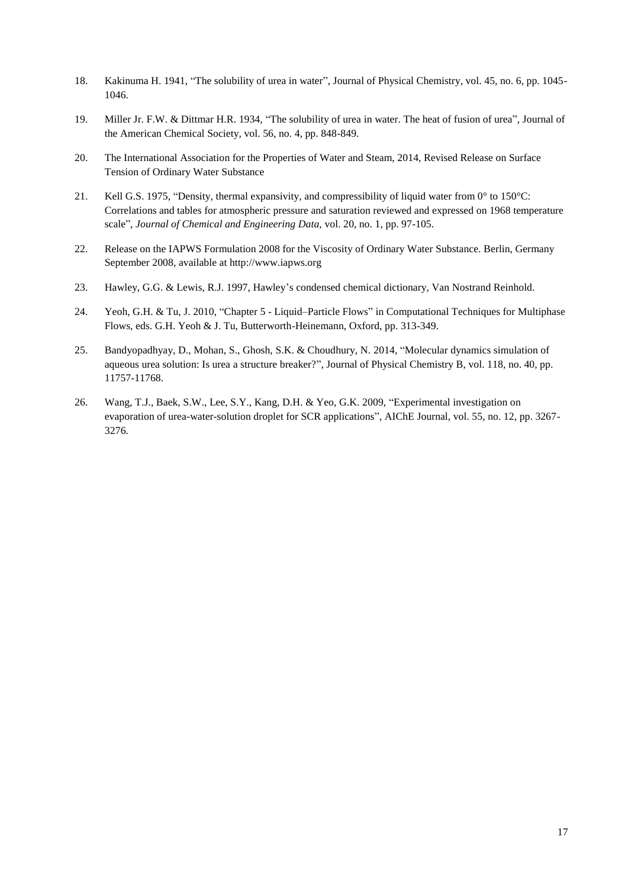18. Kakinuma H. 1941, "The solubility of urea in water", Journal of Physical Chemistry, vol. 45, no. 6, pp. 1045-1046.

19. Miller Jr. F.W. & Dittmar H.R. 1934, "The solubility of urea in water. The heat of fusion of urea", Journal of the American Chemical Society, vol. 56, no. 4, pp. 848-849.

20. The International Association for the Properties of Water and Steam, 2014, Revised Release on Surface Tension of Ordinary Water Substance

21. Kell G.S. 1975, "Density, thermal expansivity, and compressibility of liquid water from 0° to 150°C: Correlations and tables for atmospheric pressure and saturation reviewed and expressed on 1968 temperature scale", *Journal of Chemical and Engineering Data,* vol. 20, no. 1, pp. 97-105.

22. Release on the IAPWS Formulation 2008 for the Viscosity of Ordinary Water Substance. Berlin, Germany September 2008, available at http://www.iapws.org

23. Hawley, G.G. & Lewis, R.J. 1997, Hawley's condensed chemical dictionary, Van Nostrand Reinhold.

24. Yeoh, G.H. & Tu, J. 2010, "Chapter 5 - Liquid–Particle Flows" in Computational Techniques for Multiphase Flows, eds. G.H. Yeoh & J. Tu, Butterworth-Heinemann, Oxford, pp. 313-349.

25. Bandyopadhyay, D., Mohan, S., Ghosh, S.K. & Choudhury, N. 2014, "Molecular dynamics simulation of aqueous urea solution: Is urea a structure breaker?", Journal of Physical Chemistry B, vol. 118, no. 40, pp. 11757-11768.

26. Wang, T.J., Baek, S.W., Lee, S.Y., Kang, D.H. & Yeo, G.K. 2009, "Experimental investigation on evaporation of urea-water-solution droplet for SCR applications", AIChE Journal, vol. 55, no. 12, pp. 3267-3276.